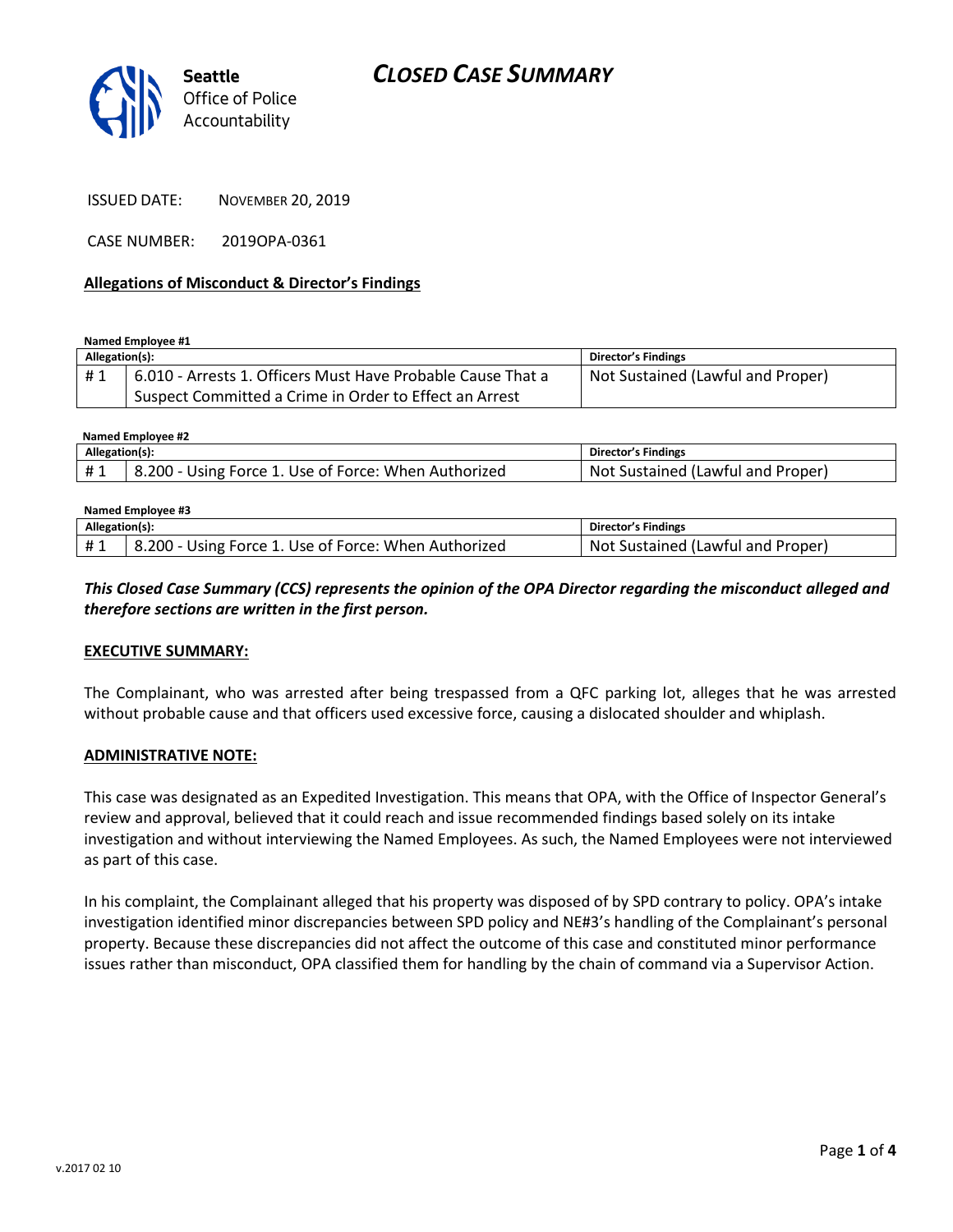Seattle Office of Police Accountability

# CLOSED CASE SUMMARY

ISSUED DATE: NOVEMBER 20, 2019

CASE NUMBER: 2019OPA-0361

**Allegations of Misconduct & Director's Findings**

**Named Employee #1**

| Allegation(s): | | Director's Findings |
|---|---|---|
| # 1 | 6.010 - Arrests 1. Officers Must Have Probable Cause That a Suspect Committed a Crime in Order to Effect an Arrest | Not Sustained (Lawful and Proper) |

**Named Employee #2**

| Allegation(s): | | Director's Findings |
|---|---|---|
| # 1 | 8.200 - Using Force 1. Use of Force: When Authorized | Not Sustained (Lawful and Proper) |

**Named Employee #3**

| Allegation(s): | | Director's Findings |
|---|---|---|
| # 1 | 8.200 - Using Force 1. Use of Force: When Authorized | Not Sustained (Lawful and Proper) |

***This Closed Case Summary (CCS) represents the opinion of the OPA Director regarding the misconduct alleged and therefore sections are written in the first person.***

**EXECUTIVE SUMMARY:**

The Complainant, who was arrested after being trespassed from a QFC parking lot, alleges that he was arrested without probable cause and that officers used excessive force, causing a dislocated shoulder and whiplash.

**ADMINISTRATIVE NOTE:**

This case was designated as an Expedited Investigation. This means that OPA, with the Office of Inspector General's review and approval, believed that it could reach and issue recommended findings based solely on its intake investigation and without interviewing the Named Employees. As such, the Named Employees were not interviewed as part of this case.

In his complaint, the Complainant alleged that his property was disposed of by SPD contrary to policy. OPA's intake investigation identified minor discrepancies between SPD policy and NE#3's handling of the Complainant's personal property. Because these discrepancies did not affect the outcome of this case and constituted minor performance issues rather than misconduct, OPA classified them for handling by the chain of command via a Supervisor Action.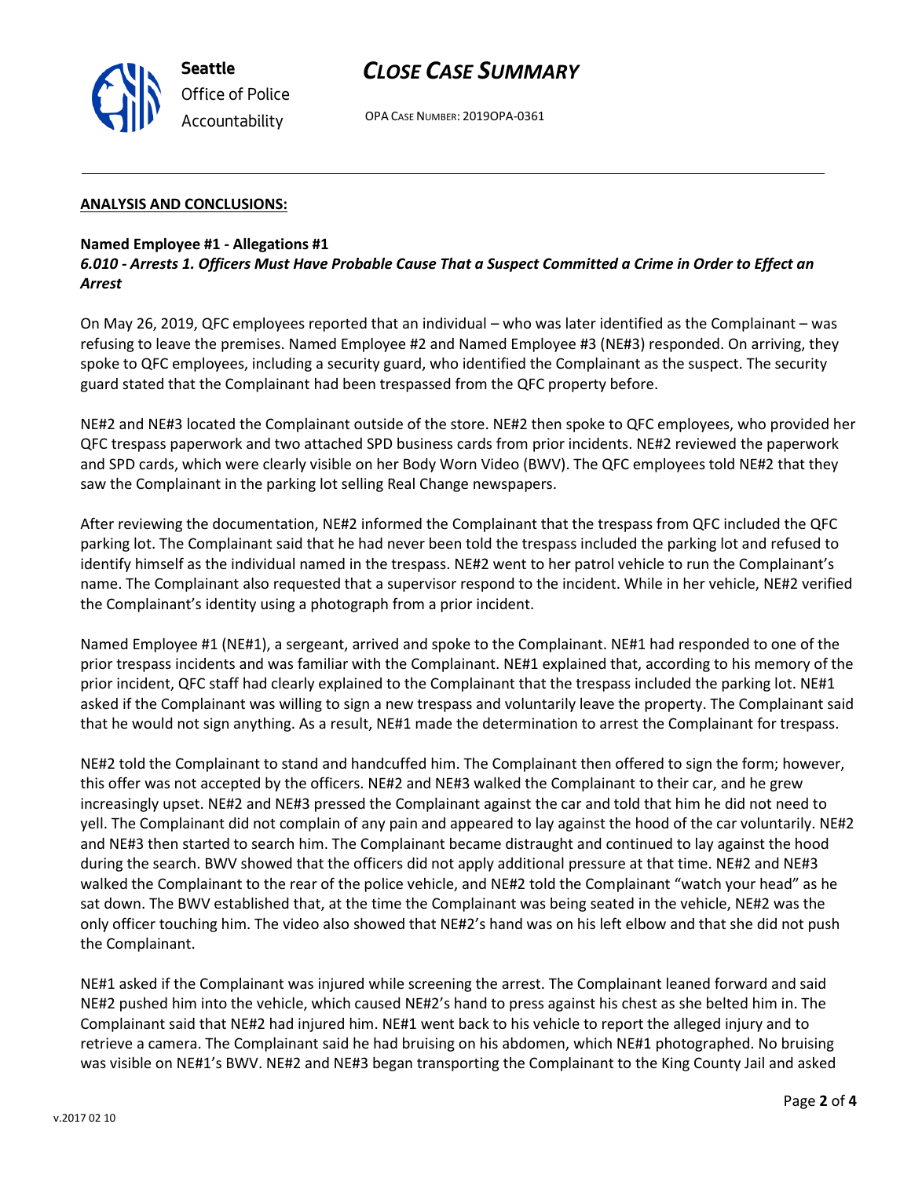## ANALYSIS AND CONCLUSIONS:

### Named Employee #1 - Allegations #1

***6.010 - Arrests 1. Officers Must Have Probable Cause That a Suspect Committed a Crime in Order to Effect an Arrest***

On May 26, 2019, QFC employees reported that an individual – who was later identified as the Complainant – was refusing to leave the premises. Named Employee #2 and Named Employee #3 (NE#3) responded. On arriving, they spoke to QFC employees, including a security guard, who identified the Complainant as the suspect. The security guard stated that the Complainant had been trespassed from the QFC property before.

NE#2 and NE#3 located the Complainant outside of the store. NE#2 then spoke to QFC employees, who provided her QFC trespass paperwork and two attached SPD business cards from prior incidents. NE#2 reviewed the paperwork and SPD cards, which were clearly visible on her Body Worn Video (BWV). The QFC employees told NE#2 that they saw the Complainant in the parking lot selling Real Change newspapers.

After reviewing the documentation, NE#2 informed the Complainant that the trespass from QFC included the QFC parking lot. The Complainant said that he had never been told the trespass included the parking lot and refused to identify himself as the individual named in the trespass. NE#2 went to her patrol vehicle to run the Complainant's name. The Complainant also requested that a supervisor respond to the incident. While in her vehicle, NE#2 verified the Complainant's identity using a photograph from a prior incident.

Named Employee #1 (NE#1), a sergeant, arrived and spoke to the Complainant. NE#1 had responded to one of the prior trespass incidents and was familiar with the Complainant. NE#1 explained that, according to his memory of the prior incident, QFC staff had clearly explained to the Complainant that the trespass included the parking lot. NE#1 asked if the Complainant was willing to sign a new trespass and voluntarily leave the property. The Complainant said that he would not sign anything. As a result, NE#1 made the determination to arrest the Complainant for trespass.

NE#2 told the Complainant to stand and handcuffed him. The Complainant then offered to sign the form; however, this offer was not accepted by the officers. NE#2 and NE#3 walked the Complainant to their car, and he grew increasingly upset. NE#2 and NE#3 pressed the Complainant against the car and told that him he did not need to yell. The Complainant did not complain of any pain and appeared to lay against the hood of the car voluntarily. NE#2 and NE#3 then started to search him. The Complainant became distraught and continued to lay against the hood during the search. BWV showed that the officers did not apply additional pressure at that time. NE#2 and NE#3 walked the Complainant to the rear of the police vehicle, and NE#2 told the Complainant "watch your head" as he sat down. The BWV established that, at the time the Complainant was being seated in the vehicle, NE#2 was the only officer touching him. The video also showed that NE#2's hand was on his left elbow and that she did not push the Complainant.

NE#1 asked if the Complainant was injured while screening the arrest. The Complainant leaned forward and said NE#2 pushed him into the vehicle, which caused NE#2's hand to press against his chest as she belted him in. The Complainant said that NE#2 had injured him. NE#1 went back to his vehicle to report the alleged injury and to retrieve a camera. The Complainant said he had bruising on his abdomen, which NE#1 photographed. No bruising was visible on NE#1's BWV. NE#2 and NE#3 began transporting the Complainant to the King County Jail and asked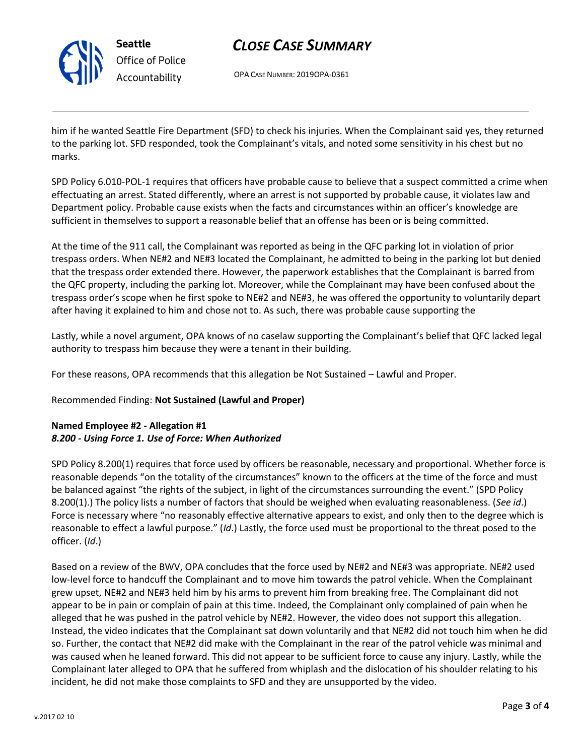him if he wanted Seattle Fire Department (SFD) to check his injuries. When the Complainant said yes, they returned to the parking lot. SFD responded, took the Complainant's vitals, and noted some sensitivity in his chest but no marks.

SPD Policy 6.010-POL-1 requires that officers have probable cause to believe that a suspect committed a crime when effectuating an arrest. Stated differently, where an arrest is not supported by probable cause, it violates law and Department policy. Probable cause exists when the facts and circumstances within an officer's knowledge are sufficient in themselves to support a reasonable belief that an offense has been or is being committed.

At the time of the 911 call, the Complainant was reported as being in the QFC parking lot in violation of prior trespass orders. When NE#2 and NE#3 located the Complainant, he admitted to being in the parking lot but denied that the trespass order extended there. However, the paperwork establishes that the Complainant is barred from the QFC property, including the parking lot. Moreover, while the Complainant may have been confused about the trespass order's scope when he first spoke to NE#2 and NE#3, he was offered the opportunity to voluntarily depart after having it explained to him and chose not to. As such, there was probable cause supporting the

Lastly, while a novel argument, OPA knows of no caselaw supporting the Complainant's belief that QFC lacked legal authority to trespass him because they were a tenant in their building.

For these reasons, OPA recommends that this allegation be Not Sustained – Lawful and Proper.

Recommended Finding: **Not Sustained (Lawful and Proper)**

**Named Employee #2 - Allegation #1**
***8.200 - Using Force 1. Use of Force: When Authorized***

SPD Policy 8.200(1) requires that force used by officers be reasonable, necessary and proportional. Whether force is reasonable depends "on the totality of the circumstances" known to the officers at the time of the force and must be balanced against "the rights of the subject, in light of the circumstances surrounding the event." (SPD Policy 8.200(1).) The policy lists a number of factors that should be weighed when evaluating reasonableness. (*See id*.) Force is necessary where "no reasonably effective alternative appears to exist, and only then to the degree which is reasonable to effect a lawful purpose." (*Id*.) Lastly, the force used must be proportional to the threat posed to the officer. (*Id*.)

Based on a review of the BWV, OPA concludes that the force used by NE#2 and NE#3 was appropriate. NE#2 used low-level force to handcuff the Complainant and to move him towards the patrol vehicle. When the Complainant grew upset, NE#2 and NE#3 held him by his arms to prevent him from breaking free. The Complainant did not appear to be in pain or complain of pain at this time. Indeed, the Complainant only complained of pain when he alleged that he was pushed in the patrol vehicle by NE#2. However, the video does not support this allegation. Instead, the video indicates that the Complainant sat down voluntarily and that NE#2 did not touch him when he did so. Further, the contact that NE#2 did make with the Complainant in the rear of the patrol vehicle was minimal and was caused when he leaned forward. This did not appear to be sufficient force to cause any injury. Lastly, while the Complainant later alleged to OPA that he suffered from whiplash and the dislocation of his shoulder relating to his incident, he did not make those complaints to SFD and they are unsupported by the video.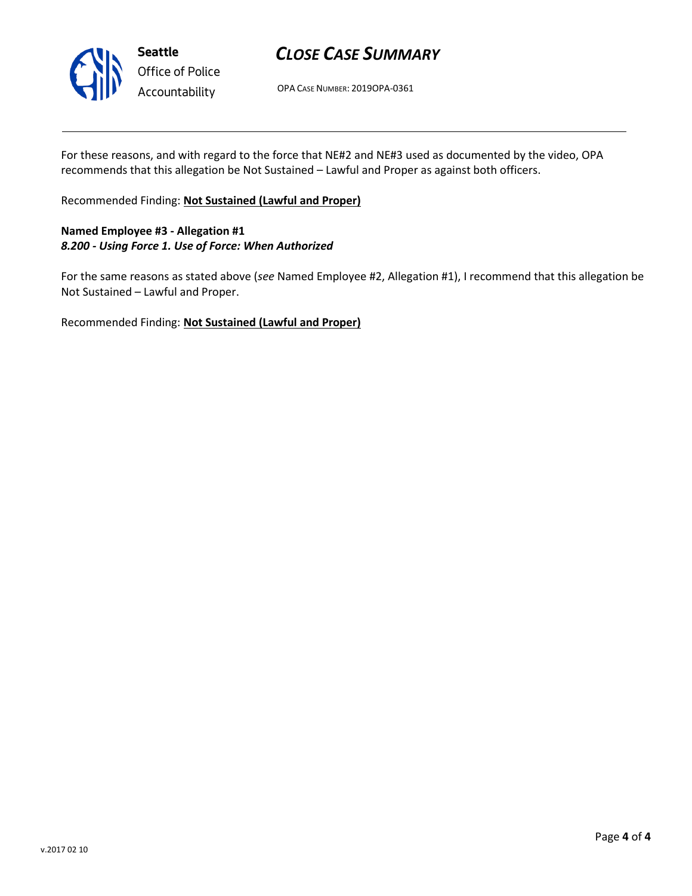For these reasons, and with regard to the force that NE#2 and NE#3 used as documented by the video, OPA recommends that this allegation be Not Sustained – Lawful and Proper as against both officers.

Recommended Finding: **Not Sustained (Lawful and Proper)**

**Named Employee #3 - Allegation #1**
***8.200 - Using Force 1. Use of Force: When Authorized***

For the same reasons as stated above (*see* Named Employee #2, Allegation #1), I recommend that this allegation be Not Sustained – Lawful and Proper.

Recommended Finding: **Not Sustained (Lawful and Proper)**